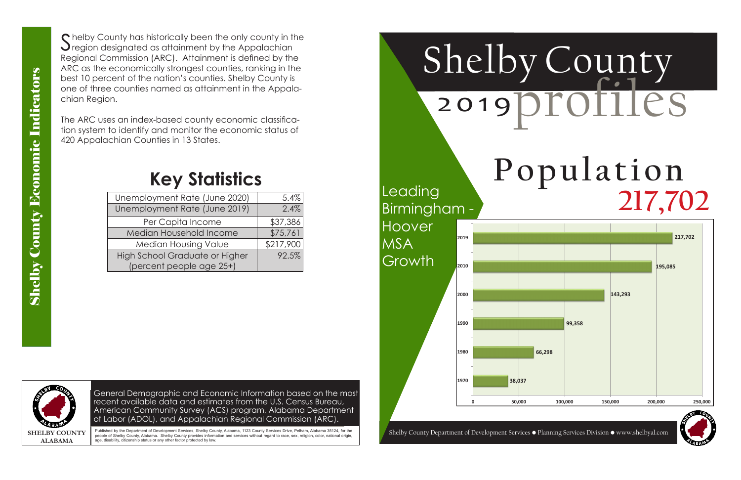# Shelby County Economic Indicators

Shelby County has historically been the only county in the region designated as attainment by the Appalachian Regional Commission (ARC). Attainment is defined by the ARC as the economically strongest counties, ranking in the best 10 percent of the nation's counties. Shelby County is one of three counties named as attainment in the Appalachian Region.

The ARC uses an index-based county economic classification system to identify and monitor the economic status of 420 Appalachian Counties in 13 States.

## Key Statistics

| Statistic | Value |
|---|---|
| Unemployment Rate (June 2020) | 5.4% |
| Unemployment Rate (June 2019) | 2.4% |
| Per Capita Income | $37,386 |
| Median Household Income | $75,761 |
| Median Housing Value | $217,900 |
| High School Graduate or Higher (percent people age 25+) | 92.5% |

General Demographic and Economic Information based on the most recent available data and estimates from the U.S. Census Bureau, American Community Survey (ACS) program, Alabama Department of Labor (ADOL), and Appalachian Regional Commission (ARC).

SHELBY COUNTY ALABAMA

Published by the Department of Development Services, Shelby County, Alabama, 1123 County Services Drive, Pelham, Alabama 35124, for the people of Shelby County, Alabama. Shelby County provides information and services without regard to race, sex, religion, color, national origin, age, disability, citizenship status or any other factor protected by law.

# Shelby County 2019 profiles

## Population 217,702

Leading Birmingham - Hoover MSA Growth

| Year | Population |
|---|---|
| 2019 | 217,702 |
| 2010 | 195,085 |
| 2000 | 143,293 |
| 1990 | 99,358 |
| 1980 | 66,298 |
| 1970 | 38,037 |

Shelby County Department of Development Services ● Planning Services Division ● www.shelbyal.com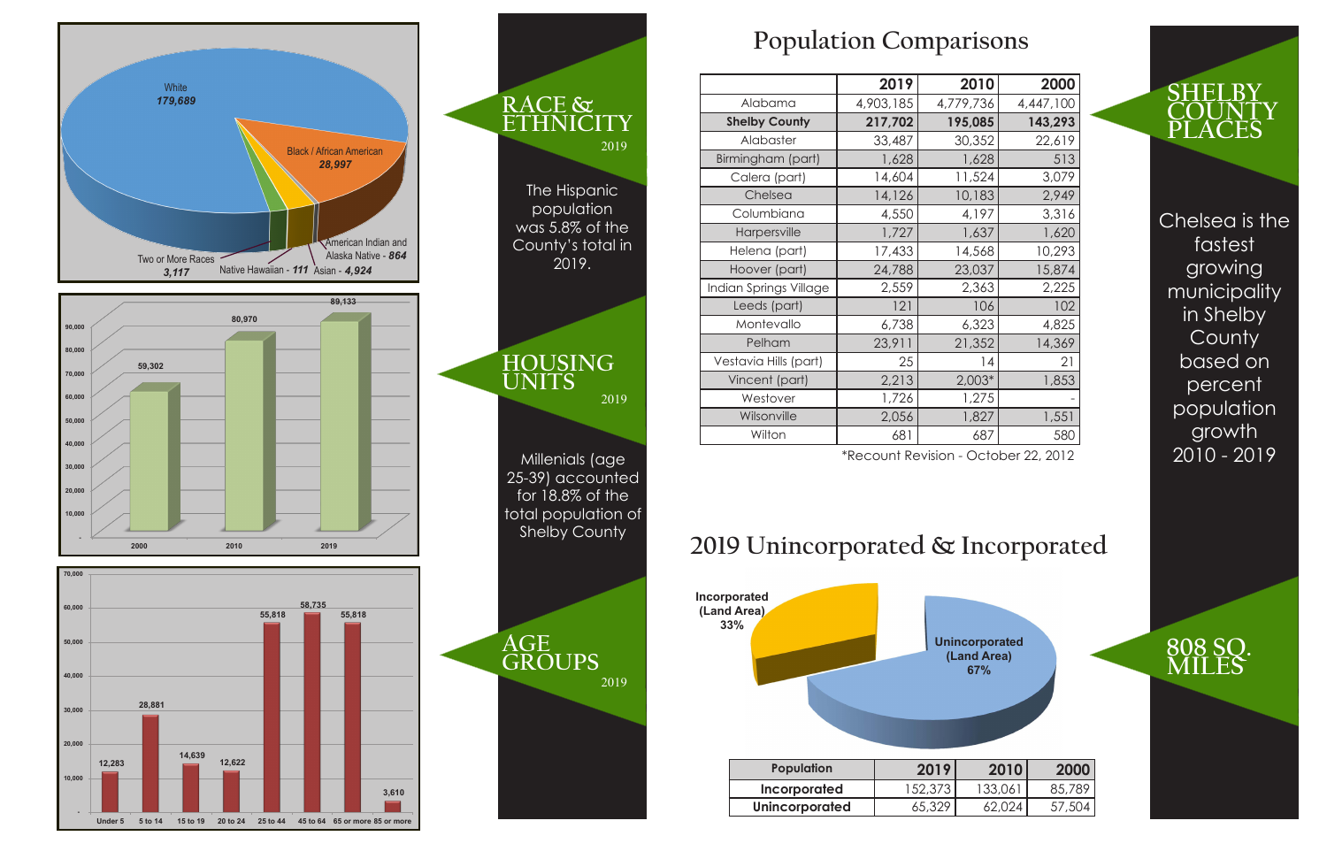White
179,689

Black / African American
28,997

American Indian and Alaska Native - 864

Asian - 4,924

Native Hawaiian - 111

Two or More Races
3,117

89,133
80,970
59,302

90,000
80,000
70,000
60,000
50,000
40,000
30,000
20,000
10,000
-

2000
2010
2019

70,000
60,000
50,000
40,000
30,000
20,000
10,000
-

12,283
28,881
14,639
12,622
55,818
58,735
55,818
3,610

Under 5
5 to 14
15 to 19
20 to 24
25 to 44
45 to 64
65 or more
85 or more

## RACE & ETHNICITY

2019

The Hispanic population was 5.8% of the County's total in 2019.

## HOUSING UNITS

2019

Millenials (age 25-39) accounted for 18.8% of the total population of Shelby County

## AGE GROUPS

2019

# Population Comparisons

| | 2019 | 2010 | 2000 |
|---|---|---|---|
| Alabama | 4,903,185 | 4,779,736 | 4,447,100 |
| **Shelby County** | **217,702** | **195,085** | **143,293** |
| Alabaster | 33,487 | 30,352 | 22,619 |
| Birmingham (part) | 1,628 | 1,628 | 513 |
| Calera (part) | 14,604 | 11,524 | 3,079 |
| Chelsea | 14,126 | 10,183 | 2,949 |
| Columbiana | 4,550 | 4,197 | 3,316 |
| Harpersville | 1,727 | 1,637 | 1,620 |
| Helena (part) | 17,433 | 14,568 | 10,293 |
| Hoover (part) | 24,788 | 23,037 | 15,874 |
| Indian Springs Village | 2,559 | 2,363 | 2,225 |
| Leeds (part) | 121 | 106 | 102 |
| Montevallo | 6,738 | 6,323 | 4,825 |
| Pelham | 23,911 | 21,352 | 14,369 |
| Vestavia Hills (part) | 25 | 14 | 21 |
| Vincent (part) | 2,213 | 2,003* | 1,853 |
| Westover | 1,726 | 1,275 | - |
| Wilsonville | 2,056 | 1,827 | 1,551 |
| Wilton | 681 | 687 | 580 |

*Recount Revision - October 22, 2012

# 2019 Unincorporated & Incorporated

Incorporated (Land Area) 33%

Unincorporated (Land Area) 67%

| Population | 2019 | 2010 | 2000 |
|---|---|---|---|
| **Incorporated** | 152,373 | 133,061 | 85,789 |
| **Unincorporated** | 65,329 | 62,024 | 57,504 |

## SHELBY COUNTY PLACES

Chelsea is the fastest growing municipality in Shelby County based on percent population growth 2010 - 2019

## 808 SQ. MILES